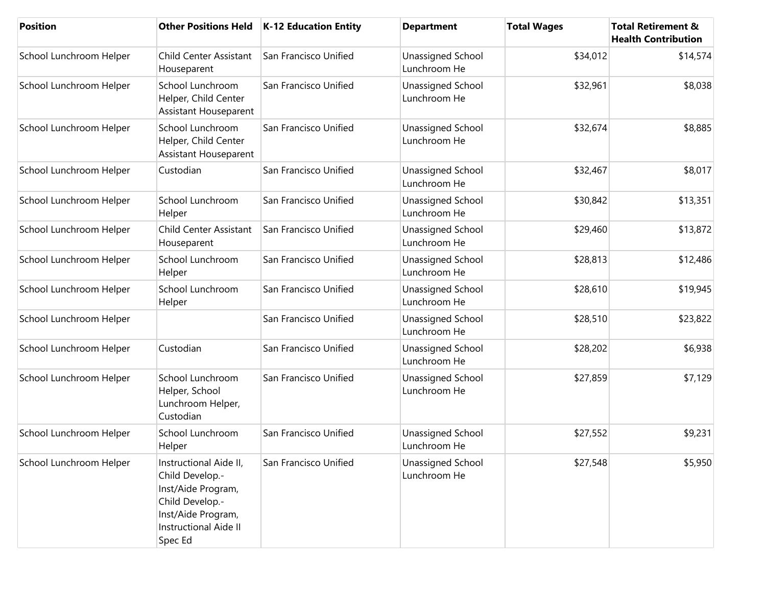| Position | Other Positions Held | K-12 Education Entity | Department | Total Wages | Total Retirement & Health Contribution |
|---|---|---|---|---|---|
| School Lunchroom Helper | Child Center Assistant Houseparent | San Francisco Unified | Unassigned School Lunchroom He | $34,012 | $14,574 |
| School Lunchroom Helper | School Lunchroom Helper, Child Center Assistant Houseparent | San Francisco Unified | Unassigned School Lunchroom He | $32,961 | $8,038 |
| School Lunchroom Helper | School Lunchroom Helper, Child Center Assistant Houseparent | San Francisco Unified | Unassigned School Lunchroom He | $32,674 | $8,885 |
| School Lunchroom Helper | Custodian | San Francisco Unified | Unassigned School Lunchroom He | $32,467 | $8,017 |
| School Lunchroom Helper | School Lunchroom Helper | San Francisco Unified | Unassigned School Lunchroom He | $30,842 | $13,351 |
| School Lunchroom Helper | Child Center Assistant Houseparent | San Francisco Unified | Unassigned School Lunchroom He | $29,460 | $13,872 |
| School Lunchroom Helper | School Lunchroom Helper | San Francisco Unified | Unassigned School Lunchroom He | $28,813 | $12,486 |
| School Lunchroom Helper | School Lunchroom Helper | San Francisco Unified | Unassigned School Lunchroom He | $28,610 | $19,945 |
| School Lunchroom Helper | | San Francisco Unified | Unassigned School Lunchroom He | $28,510 | $23,822 |
| School Lunchroom Helper | Custodian | San Francisco Unified | Unassigned School Lunchroom He | $28,202 | $6,938 |
| School Lunchroom Helper | School Lunchroom Helper, School Lunchroom Helper, Custodian | San Francisco Unified | Unassigned School Lunchroom He | $27,859 | $7,129 |
| School Lunchroom Helper | School Lunchroom Helper | San Francisco Unified | Unassigned School Lunchroom He | $27,552 | $9,231 |
| School Lunchroom Helper | Instructional Aide II, Child Develop.-Inst/Aide Program, Child Develop.-Inst/Aide Program, Instructional Aide II Spec Ed | San Francisco Unified | Unassigned School Lunchroom He | $27,548 | $5,950 |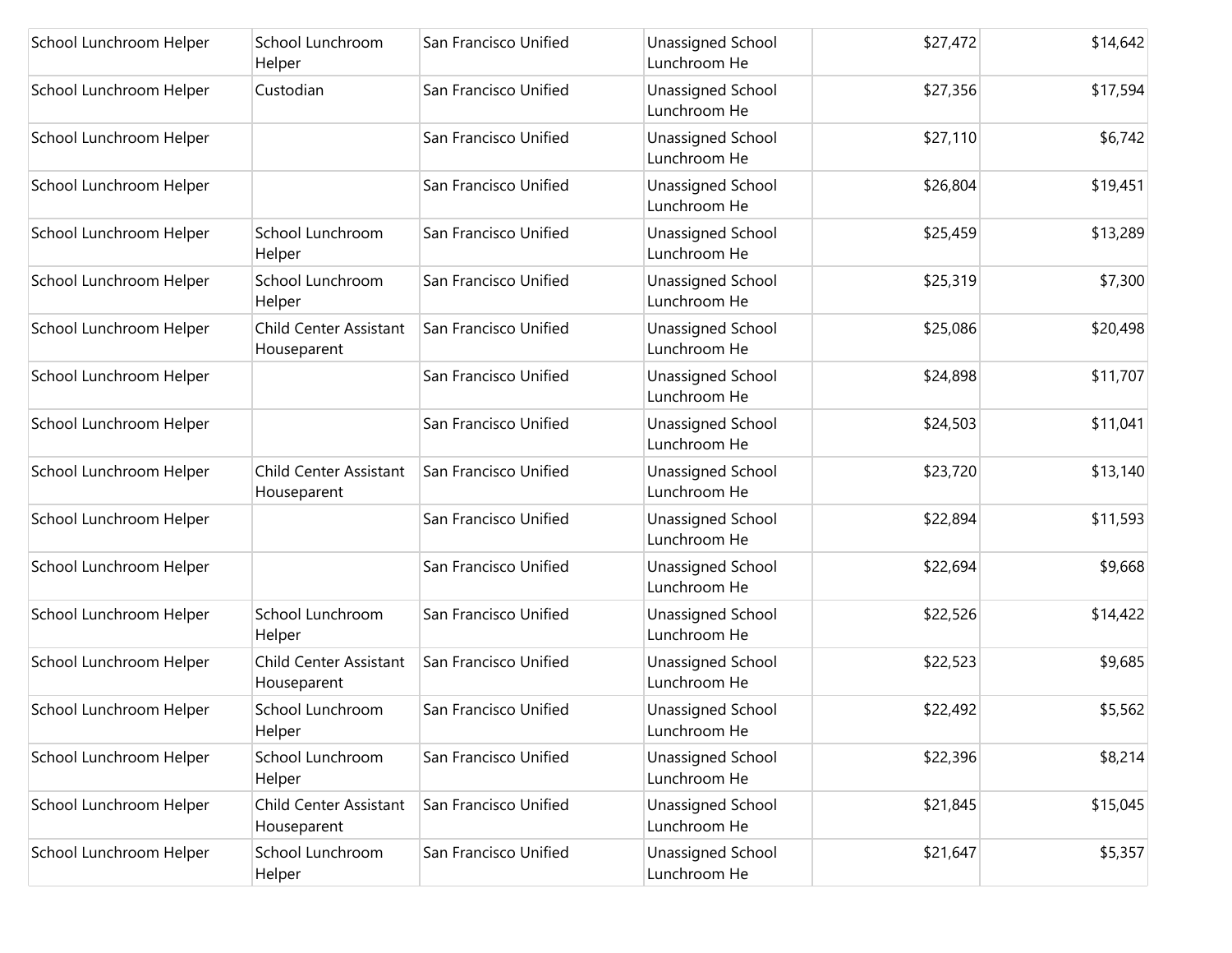| | | | | | |
|---|---|---|---|---|---|
| School Lunchroom Helper | School Lunchroom Helper | San Francisco Unified | Unassigned School Lunchroom He | $27,472 | $14,642 |
| School Lunchroom Helper | Custodian | San Francisco Unified | Unassigned School Lunchroom He | $27,356 | $17,594 |
| School Lunchroom Helper | | San Francisco Unified | Unassigned School Lunchroom He | $27,110 | $6,742 |
| School Lunchroom Helper | | San Francisco Unified | Unassigned School Lunchroom He | $26,804 | $19,451 |
| School Lunchroom Helper | School Lunchroom Helper | San Francisco Unified | Unassigned School Lunchroom He | $25,459 | $13,289 |
| School Lunchroom Helper | School Lunchroom Helper | San Francisco Unified | Unassigned School Lunchroom He | $25,319 | $7,300 |
| School Lunchroom Helper | Child Center Assistant Houseparent | San Francisco Unified | Unassigned School Lunchroom He | $25,086 | $20,498 |
| School Lunchroom Helper | | San Francisco Unified | Unassigned School Lunchroom He | $24,898 | $11,707 |
| School Lunchroom Helper | | San Francisco Unified | Unassigned School Lunchroom He | $24,503 | $11,041 |
| School Lunchroom Helper | Child Center Assistant Houseparent | San Francisco Unified | Unassigned School Lunchroom He | $23,720 | $13,140 |
| School Lunchroom Helper | | San Francisco Unified | Unassigned School Lunchroom He | $22,894 | $11,593 |
| School Lunchroom Helper | | San Francisco Unified | Unassigned School Lunchroom He | $22,694 | $9,668 |
| School Lunchroom Helper | School Lunchroom Helper | San Francisco Unified | Unassigned School Lunchroom He | $22,526 | $14,422 |
| School Lunchroom Helper | Child Center Assistant Houseparent | San Francisco Unified | Unassigned School Lunchroom He | $22,523 | $9,685 |
| School Lunchroom Helper | School Lunchroom Helper | San Francisco Unified | Unassigned School Lunchroom He | $22,492 | $5,562 |
| School Lunchroom Helper | School Lunchroom Helper | San Francisco Unified | Unassigned School Lunchroom He | $22,396 | $8,214 |
| School Lunchroom Helper | Child Center Assistant Houseparent | San Francisco Unified | Unassigned School Lunchroom He | $21,845 | $15,045 |
| School Lunchroom Helper | School Lunchroom Helper | San Francisco Unified | Unassigned School Lunchroom He | $21,647 | $5,357 |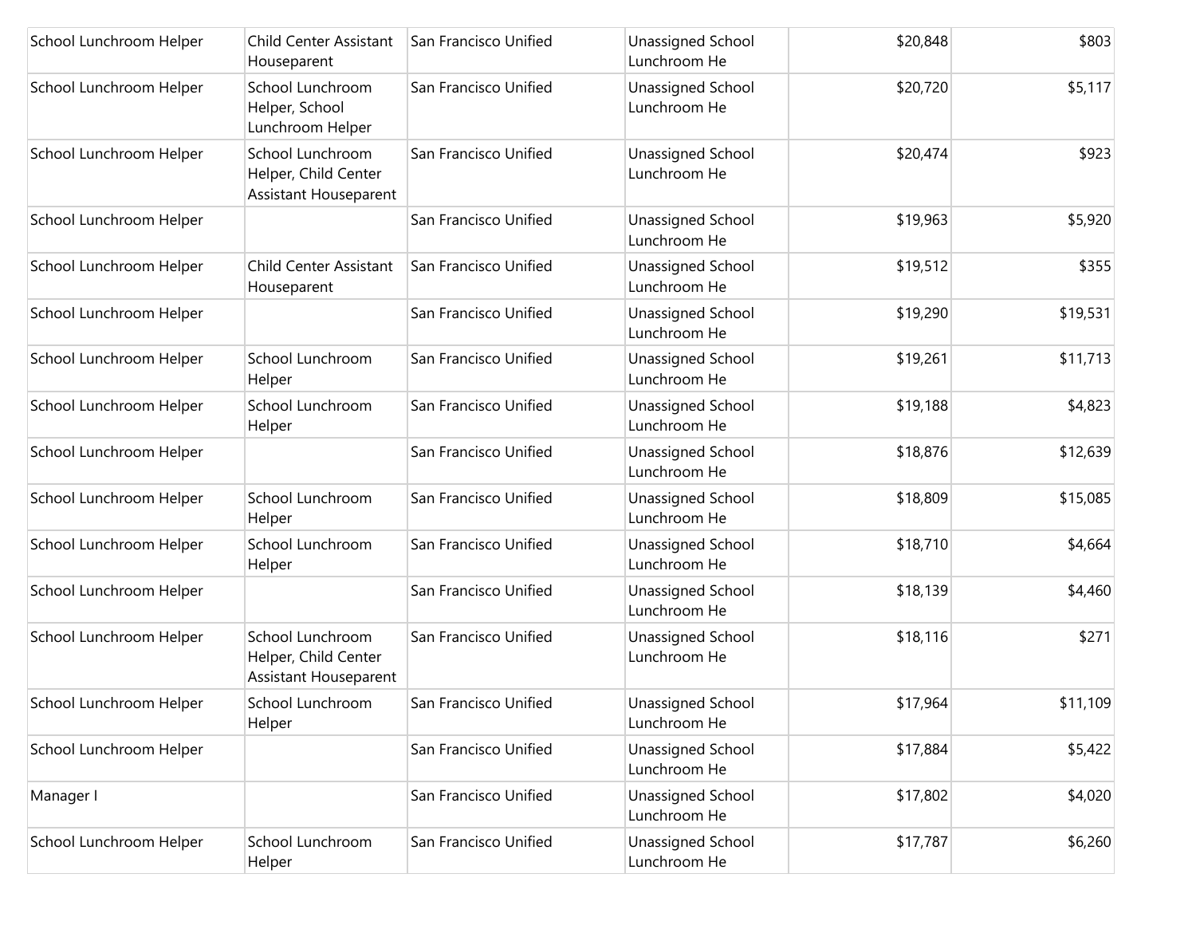| | | | | | |
|---|---|---|---|---|---|
| School Lunchroom Helper | Child Center Assistant Houseparent | San Francisco Unified | Unassigned School Lunchroom He | $20,848 | $803 |
| School Lunchroom Helper | School Lunchroom Helper, School Lunchroom Helper | San Francisco Unified | Unassigned School Lunchroom He | $20,720 | $5,117 |
| School Lunchroom Helper | School Lunchroom Helper, Child Center Assistant Houseparent | San Francisco Unified | Unassigned School Lunchroom He | $20,474 | $923 |
| School Lunchroom Helper | | San Francisco Unified | Unassigned School Lunchroom He | $19,963 | $5,920 |
| School Lunchroom Helper | Child Center Assistant Houseparent | San Francisco Unified | Unassigned School Lunchroom He | $19,512 | $355 |
| School Lunchroom Helper | | San Francisco Unified | Unassigned School Lunchroom He | $19,290 | $19,531 |
| School Lunchroom Helper | School Lunchroom Helper | San Francisco Unified | Unassigned School Lunchroom He | $19,261 | $11,713 |
| School Lunchroom Helper | School Lunchroom Helper | San Francisco Unified | Unassigned School Lunchroom He | $19,188 | $4,823 |
| School Lunchroom Helper | | San Francisco Unified | Unassigned School Lunchroom He | $18,876 | $12,639 |
| School Lunchroom Helper | School Lunchroom Helper | San Francisco Unified | Unassigned School Lunchroom He | $18,809 | $15,085 |
| School Lunchroom Helper | School Lunchroom Helper | San Francisco Unified | Unassigned School Lunchroom He | $18,710 | $4,664 |
| School Lunchroom Helper | | San Francisco Unified | Unassigned School Lunchroom He | $18,139 | $4,460 |
| School Lunchroom Helper | School Lunchroom Helper, Child Center Assistant Houseparent | San Francisco Unified | Unassigned School Lunchroom He | $18,116 | $271 |
| School Lunchroom Helper | School Lunchroom Helper | San Francisco Unified | Unassigned School Lunchroom He | $17,964 | $11,109 |
| School Lunchroom Helper | | San Francisco Unified | Unassigned School Lunchroom He | $17,884 | $5,422 |
| Manager I | | San Francisco Unified | Unassigned School Lunchroom He | $17,802 | $4,020 |
| School Lunchroom Helper | School Lunchroom Helper | San Francisco Unified | Unassigned School Lunchroom He | $17,787 | $6,260 |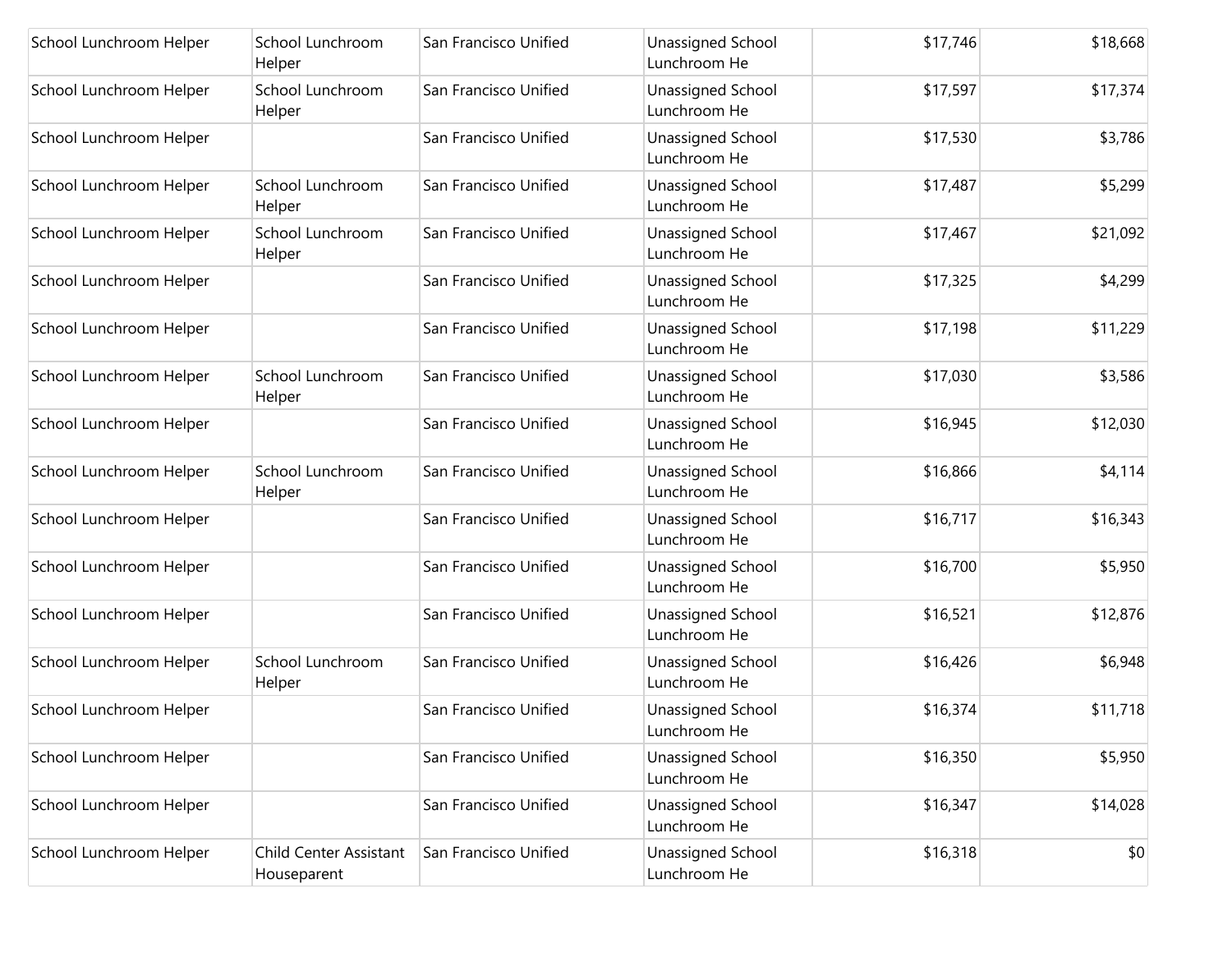| | | | | | |
|---|---|---|---|---|---|
| School Lunchroom Helper | School Lunchroom Helper | San Francisco Unified | Unassigned School Lunchroom He | $17,746 | $18,668 |
| School Lunchroom Helper | School Lunchroom Helper | San Francisco Unified | Unassigned School Lunchroom He | $17,597 | $17,374 |
| School Lunchroom Helper | | San Francisco Unified | Unassigned School Lunchroom He | $17,530 | $3,786 |
| School Lunchroom Helper | School Lunchroom Helper | San Francisco Unified | Unassigned School Lunchroom He | $17,487 | $5,299 |
| School Lunchroom Helper | School Lunchroom Helper | San Francisco Unified | Unassigned School Lunchroom He | $17,467 | $21,092 |
| School Lunchroom Helper | | San Francisco Unified | Unassigned School Lunchroom He | $17,325 | $4,299 |
| School Lunchroom Helper | | San Francisco Unified | Unassigned School Lunchroom He | $17,198 | $11,229 |
| School Lunchroom Helper | School Lunchroom Helper | San Francisco Unified | Unassigned School Lunchroom He | $17,030 | $3,586 |
| School Lunchroom Helper | | San Francisco Unified | Unassigned School Lunchroom He | $16,945 | $12,030 |
| School Lunchroom Helper | School Lunchroom Helper | San Francisco Unified | Unassigned School Lunchroom He | $16,866 | $4,114 |
| School Lunchroom Helper | | San Francisco Unified | Unassigned School Lunchroom He | $16,717 | $16,343 |
| School Lunchroom Helper | | San Francisco Unified | Unassigned School Lunchroom He | $16,700 | $5,950 |
| School Lunchroom Helper | | San Francisco Unified | Unassigned School Lunchroom He | $16,521 | $12,876 |
| School Lunchroom Helper | School Lunchroom Helper | San Francisco Unified | Unassigned School Lunchroom He | $16,426 | $6,948 |
| School Lunchroom Helper | | San Francisco Unified | Unassigned School Lunchroom He | $16,374 | $11,718 |
| School Lunchroom Helper | | San Francisco Unified | Unassigned School Lunchroom He | $16,350 | $5,950 |
| School Lunchroom Helper | | San Francisco Unified | Unassigned School Lunchroom He | $16,347 | $14,028 |
| School Lunchroom Helper | Child Center Assistant Houseparent | San Francisco Unified | Unassigned School Lunchroom He | $16,318 | $0 |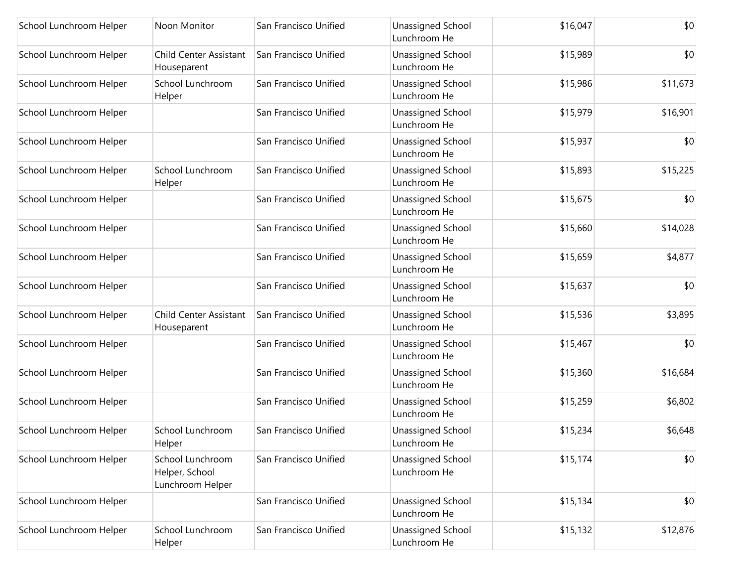| | | | | | |
|---|---|---|---|---|---|
| School Lunchroom Helper | Noon Monitor | San Francisco Unified | Unassigned School Lunchroom He | $16,047 | $0 |
| School Lunchroom Helper | Child Center Assistant Houseparent | San Francisco Unified | Unassigned School Lunchroom He | $15,989 | $0 |
| School Lunchroom Helper | School Lunchroom Helper | San Francisco Unified | Unassigned School Lunchroom He | $15,986 | $11,673 |
| School Lunchroom Helper | | San Francisco Unified | Unassigned School Lunchroom He | $15,979 | $16,901 |
| School Lunchroom Helper | | San Francisco Unified | Unassigned School Lunchroom He | $15,937 | $0 |
| School Lunchroom Helper | School Lunchroom Helper | San Francisco Unified | Unassigned School Lunchroom He | $15,893 | $15,225 |
| School Lunchroom Helper | | San Francisco Unified | Unassigned School Lunchroom He | $15,675 | $0 |
| School Lunchroom Helper | | San Francisco Unified | Unassigned School Lunchroom He | $15,660 | $14,028 |
| School Lunchroom Helper | | San Francisco Unified | Unassigned School Lunchroom He | $15,659 | $4,877 |
| School Lunchroom Helper | | San Francisco Unified | Unassigned School Lunchroom He | $15,637 | $0 |
| School Lunchroom Helper | Child Center Assistant Houseparent | San Francisco Unified | Unassigned School Lunchroom He | $15,536 | $3,895 |
| School Lunchroom Helper | | San Francisco Unified | Unassigned School Lunchroom He | $15,467 | $0 |
| School Lunchroom Helper | | San Francisco Unified | Unassigned School Lunchroom He | $15,360 | $16,684 |
| School Lunchroom Helper | | San Francisco Unified | Unassigned School Lunchroom He | $15,259 | $6,802 |
| School Lunchroom Helper | School Lunchroom Helper | San Francisco Unified | Unassigned School Lunchroom He | $15,234 | $6,648 |
| School Lunchroom Helper | School Lunchroom Helper, School Lunchroom Helper | San Francisco Unified | Unassigned School Lunchroom He | $15,174 | $0 |
| School Lunchroom Helper | | San Francisco Unified | Unassigned School Lunchroom He | $15,134 | $0 |
| School Lunchroom Helper | School Lunchroom Helper | San Francisco Unified | Unassigned School Lunchroom He | $15,132 | $12,876 |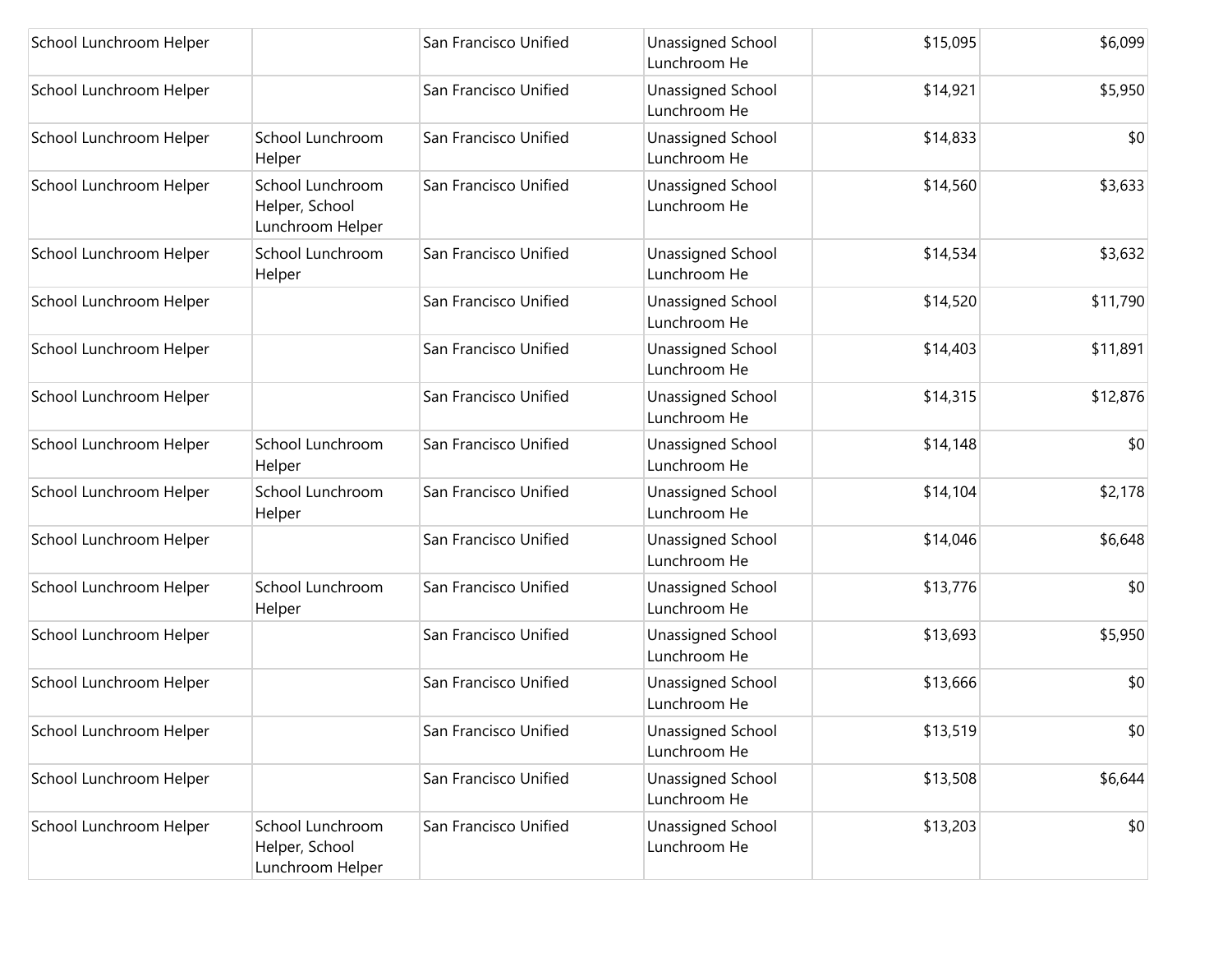| | | | | | |
|---|---|---|---|---|---|
| School Lunchroom Helper | | San Francisco Unified | Unassigned School Lunchroom He | $15,095 | $6,099 |
| School Lunchroom Helper | | San Francisco Unified | Unassigned School Lunchroom He | $14,921 | $5,950 |
| School Lunchroom Helper | School Lunchroom Helper | San Francisco Unified | Unassigned School Lunchroom He | $14,833 | $0 |
| School Lunchroom Helper | School Lunchroom Helper, School Lunchroom Helper | San Francisco Unified | Unassigned School Lunchroom He | $14,560 | $3,633 |
| School Lunchroom Helper | School Lunchroom Helper | San Francisco Unified | Unassigned School Lunchroom He | $14,534 | $3,632 |
| School Lunchroom Helper | | San Francisco Unified | Unassigned School Lunchroom He | $14,520 | $11,790 |
| School Lunchroom Helper | | San Francisco Unified | Unassigned School Lunchroom He | $14,403 | $11,891 |
| School Lunchroom Helper | | San Francisco Unified | Unassigned School Lunchroom He | $14,315 | $12,876 |
| School Lunchroom Helper | School Lunchroom Helper | San Francisco Unified | Unassigned School Lunchroom He | $14,148 | $0 |
| School Lunchroom Helper | School Lunchroom Helper | San Francisco Unified | Unassigned School Lunchroom He | $14,104 | $2,178 |
| School Lunchroom Helper | | San Francisco Unified | Unassigned School Lunchroom He | $14,046 | $6,648 |
| School Lunchroom Helper | School Lunchroom Helper | San Francisco Unified | Unassigned School Lunchroom He | $13,776 | $0 |
| School Lunchroom Helper | | San Francisco Unified | Unassigned School Lunchroom He | $13,693 | $5,950 |
| School Lunchroom Helper | | San Francisco Unified | Unassigned School Lunchroom He | $13,666 | $0 |
| School Lunchroom Helper | | San Francisco Unified | Unassigned School Lunchroom He | $13,519 | $0 |
| School Lunchroom Helper | | San Francisco Unified | Unassigned School Lunchroom He | $13,508 | $6,644 |
| School Lunchroom Helper | School Lunchroom Helper, School Lunchroom Helper | San Francisco Unified | Unassigned School Lunchroom He | $13,203 | $0 |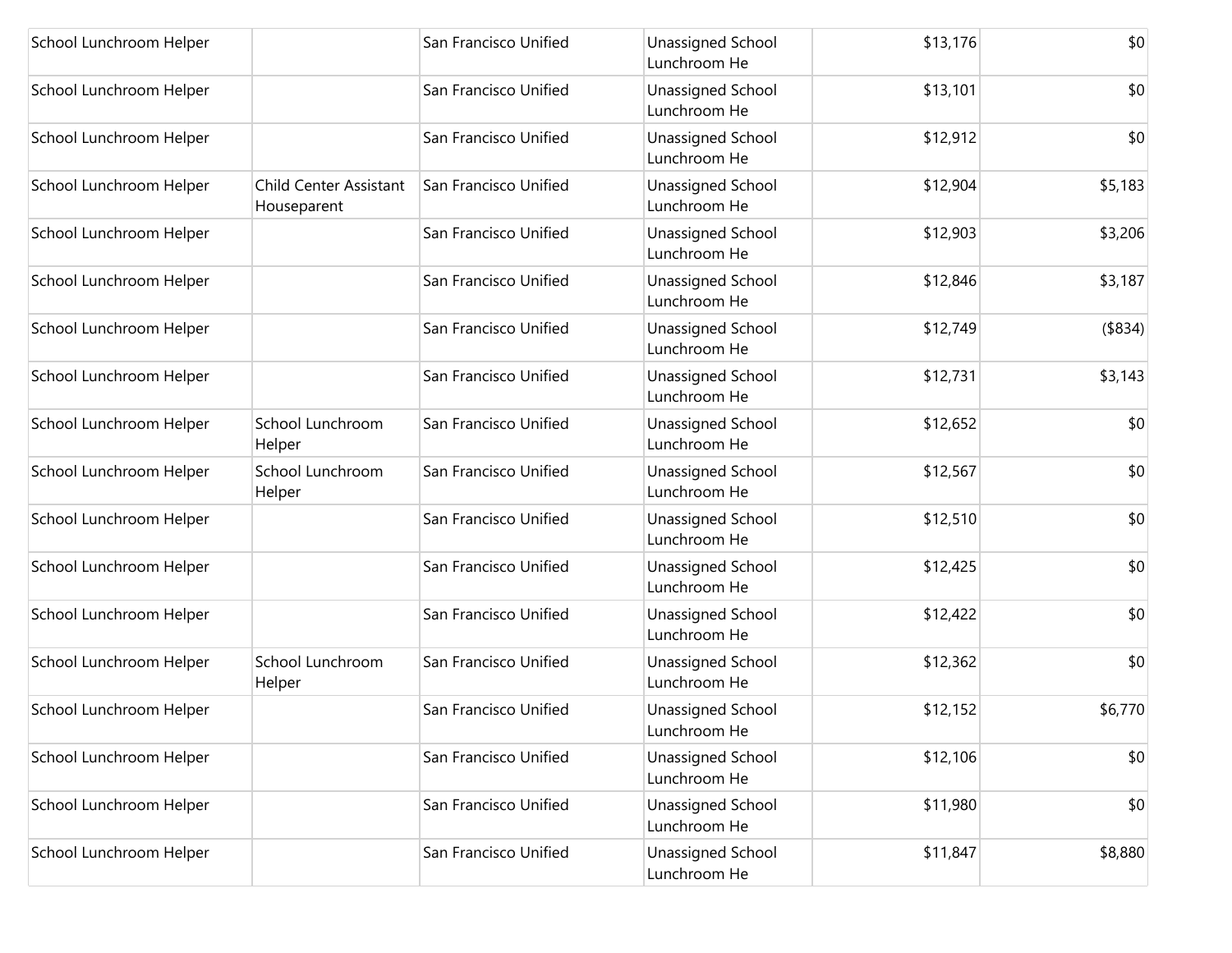| | | | | | |
|---|---|---|---|---|---|
| School Lunchroom Helper | | San Francisco Unified | Unassigned School Lunchroom He | $13,176 | $0 |
| School Lunchroom Helper | | San Francisco Unified | Unassigned School Lunchroom He | $13,101 | $0 |
| School Lunchroom Helper | | San Francisco Unified | Unassigned School Lunchroom He | $12,912 | $0 |
| School Lunchroom Helper | Child Center Assistant Houseparent | San Francisco Unified | Unassigned School Lunchroom He | $12,904 | $5,183 |
| School Lunchroom Helper | | San Francisco Unified | Unassigned School Lunchroom He | $12,903 | $3,206 |
| School Lunchroom Helper | | San Francisco Unified | Unassigned School Lunchroom He | $12,846 | $3,187 |
| School Lunchroom Helper | | San Francisco Unified | Unassigned School Lunchroom He | $12,749 | ($834) |
| School Lunchroom Helper | | San Francisco Unified | Unassigned School Lunchroom He | $12,731 | $3,143 |
| School Lunchroom Helper | School Lunchroom Helper | San Francisco Unified | Unassigned School Lunchroom He | $12,652 | $0 |
| School Lunchroom Helper | School Lunchroom Helper | San Francisco Unified | Unassigned School Lunchroom He | $12,567 | $0 |
| School Lunchroom Helper | | San Francisco Unified | Unassigned School Lunchroom He | $12,510 | $0 |
| School Lunchroom Helper | | San Francisco Unified | Unassigned School Lunchroom He | $12,425 | $0 |
| School Lunchroom Helper | | San Francisco Unified | Unassigned School Lunchroom He | $12,422 | $0 |
| School Lunchroom Helper | School Lunchroom Helper | San Francisco Unified | Unassigned School Lunchroom He | $12,362 | $0 |
| School Lunchroom Helper | | San Francisco Unified | Unassigned School Lunchroom He | $12,152 | $6,770 |
| School Lunchroom Helper | | San Francisco Unified | Unassigned School Lunchroom He | $12,106 | $0 |
| School Lunchroom Helper | | San Francisco Unified | Unassigned School Lunchroom He | $11,980 | $0 |
| School Lunchroom Helper | | San Francisco Unified | Unassigned School Lunchroom He | $11,847 | $8,880 |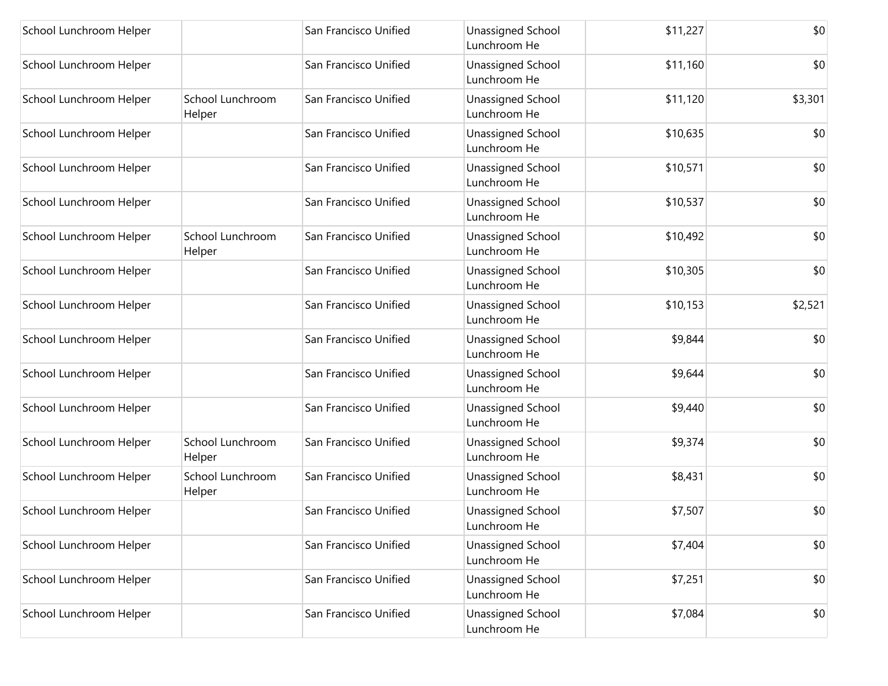| | | | | | |
|---|---|---|---|---|---|
| School Lunchroom Helper | | San Francisco Unified | Unassigned School Lunchroom He | $11,227 | $0 |
| School Lunchroom Helper | | San Francisco Unified | Unassigned School Lunchroom He | $11,160 | $0 |
| School Lunchroom Helper | School Lunchroom Helper | San Francisco Unified | Unassigned School Lunchroom He | $11,120 | $3,301 |
| School Lunchroom Helper | | San Francisco Unified | Unassigned School Lunchroom He | $10,635 | $0 |
| School Lunchroom Helper | | San Francisco Unified | Unassigned School Lunchroom He | $10,571 | $0 |
| School Lunchroom Helper | | San Francisco Unified | Unassigned School Lunchroom He | $10,537 | $0 |
| School Lunchroom Helper | School Lunchroom Helper | San Francisco Unified | Unassigned School Lunchroom He | $10,492 | $0 |
| School Lunchroom Helper | | San Francisco Unified | Unassigned School Lunchroom He | $10,305 | $0 |
| School Lunchroom Helper | | San Francisco Unified | Unassigned School Lunchroom He | $10,153 | $2,521 |
| School Lunchroom Helper | | San Francisco Unified | Unassigned School Lunchroom He | $9,844 | $0 |
| School Lunchroom Helper | | San Francisco Unified | Unassigned School Lunchroom He | $9,644 | $0 |
| School Lunchroom Helper | | San Francisco Unified | Unassigned School Lunchroom He | $9,440 | $0 |
| School Lunchroom Helper | School Lunchroom Helper | San Francisco Unified | Unassigned School Lunchroom He | $9,374 | $0 |
| School Lunchroom Helper | School Lunchroom Helper | San Francisco Unified | Unassigned School Lunchroom He | $8,431 | $0 |
| School Lunchroom Helper | | San Francisco Unified | Unassigned School Lunchroom He | $7,507 | $0 |
| School Lunchroom Helper | | San Francisco Unified | Unassigned School Lunchroom He | $7,404 | $0 |
| School Lunchroom Helper | | San Francisco Unified | Unassigned School Lunchroom He | $7,251 | $0 |
| School Lunchroom Helper | | San Francisco Unified | Unassigned School Lunchroom He | $7,084 | $0 |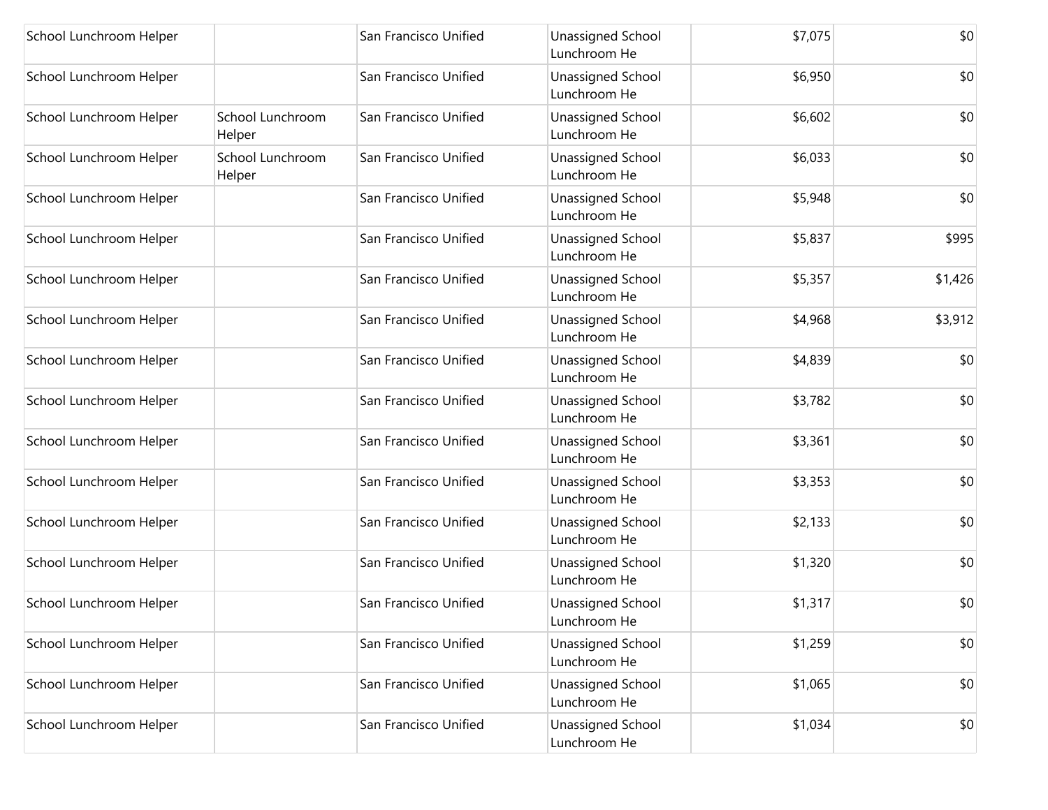| | | | | | |
|---|---|---|---|---|---|
| School Lunchroom Helper | | San Francisco Unified | Unassigned School Lunchroom He | $7,075 | $0 |
| School Lunchroom Helper | | San Francisco Unified | Unassigned School Lunchroom He | $6,950 | $0 |
| School Lunchroom Helper | School Lunchroom Helper | San Francisco Unified | Unassigned School Lunchroom He | $6,602 | $0 |
| School Lunchroom Helper | School Lunchroom Helper | San Francisco Unified | Unassigned School Lunchroom He | $6,033 | $0 |
| School Lunchroom Helper | | San Francisco Unified | Unassigned School Lunchroom He | $5,948 | $0 |
| School Lunchroom Helper | | San Francisco Unified | Unassigned School Lunchroom He | $5,837 | $995 |
| School Lunchroom Helper | | San Francisco Unified | Unassigned School Lunchroom He | $5,357 | $1,426 |
| School Lunchroom Helper | | San Francisco Unified | Unassigned School Lunchroom He | $4,968 | $3,912 |
| School Lunchroom Helper | | San Francisco Unified | Unassigned School Lunchroom He | $4,839 | $0 |
| School Lunchroom Helper | | San Francisco Unified | Unassigned School Lunchroom He | $3,782 | $0 |
| School Lunchroom Helper | | San Francisco Unified | Unassigned School Lunchroom He | $3,361 | $0 |
| School Lunchroom Helper | | San Francisco Unified | Unassigned School Lunchroom He | $3,353 | $0 |
| School Lunchroom Helper | | San Francisco Unified | Unassigned School Lunchroom He | $2,133 | $0 |
| School Lunchroom Helper | | San Francisco Unified | Unassigned School Lunchroom He | $1,320 | $0 |
| School Lunchroom Helper | | San Francisco Unified | Unassigned School Lunchroom He | $1,317 | $0 |
| School Lunchroom Helper | | San Francisco Unified | Unassigned School Lunchroom He | $1,259 | $0 |
| School Lunchroom Helper | | San Francisco Unified | Unassigned School Lunchroom He | $1,065 | $0 |
| School Lunchroom Helper | | San Francisco Unified | Unassigned School Lunchroom He | $1,034 | $0 |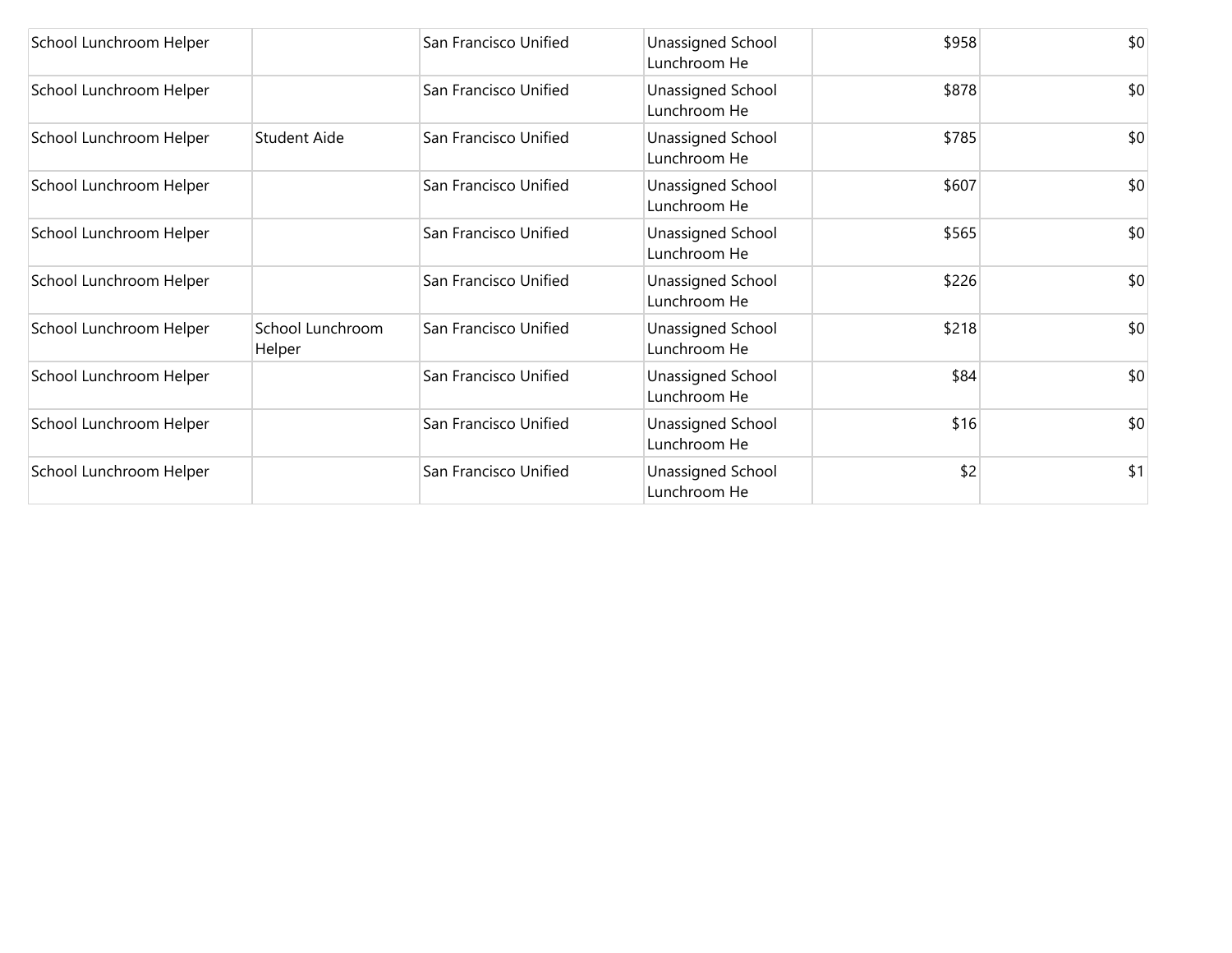| | | | | | |
|---|---|---|---|---|---|
| School Lunchroom Helper | | San Francisco Unified | Unassigned School Lunchroom He | $958 | $0 |
| School Lunchroom Helper | | San Francisco Unified | Unassigned School Lunchroom He | $878 | $0 |
| School Lunchroom Helper | Student Aide | San Francisco Unified | Unassigned School Lunchroom He | $785 | $0 |
| School Lunchroom Helper | | San Francisco Unified | Unassigned School Lunchroom He | $607 | $0 |
| School Lunchroom Helper | | San Francisco Unified | Unassigned School Lunchroom He | $565 | $0 |
| School Lunchroom Helper | | San Francisco Unified | Unassigned School Lunchroom He | $226 | $0 |
| School Lunchroom Helper | School Lunchroom Helper | San Francisco Unified | Unassigned School Lunchroom He | $218 | $0 |
| School Lunchroom Helper | | San Francisco Unified | Unassigned School Lunchroom He | $84 | $0 |
| School Lunchroom Helper | | San Francisco Unified | Unassigned School Lunchroom He | $16 | $0 |
| School Lunchroom Helper | | San Francisco Unified | Unassigned School Lunchroom He | $2 | $1 |